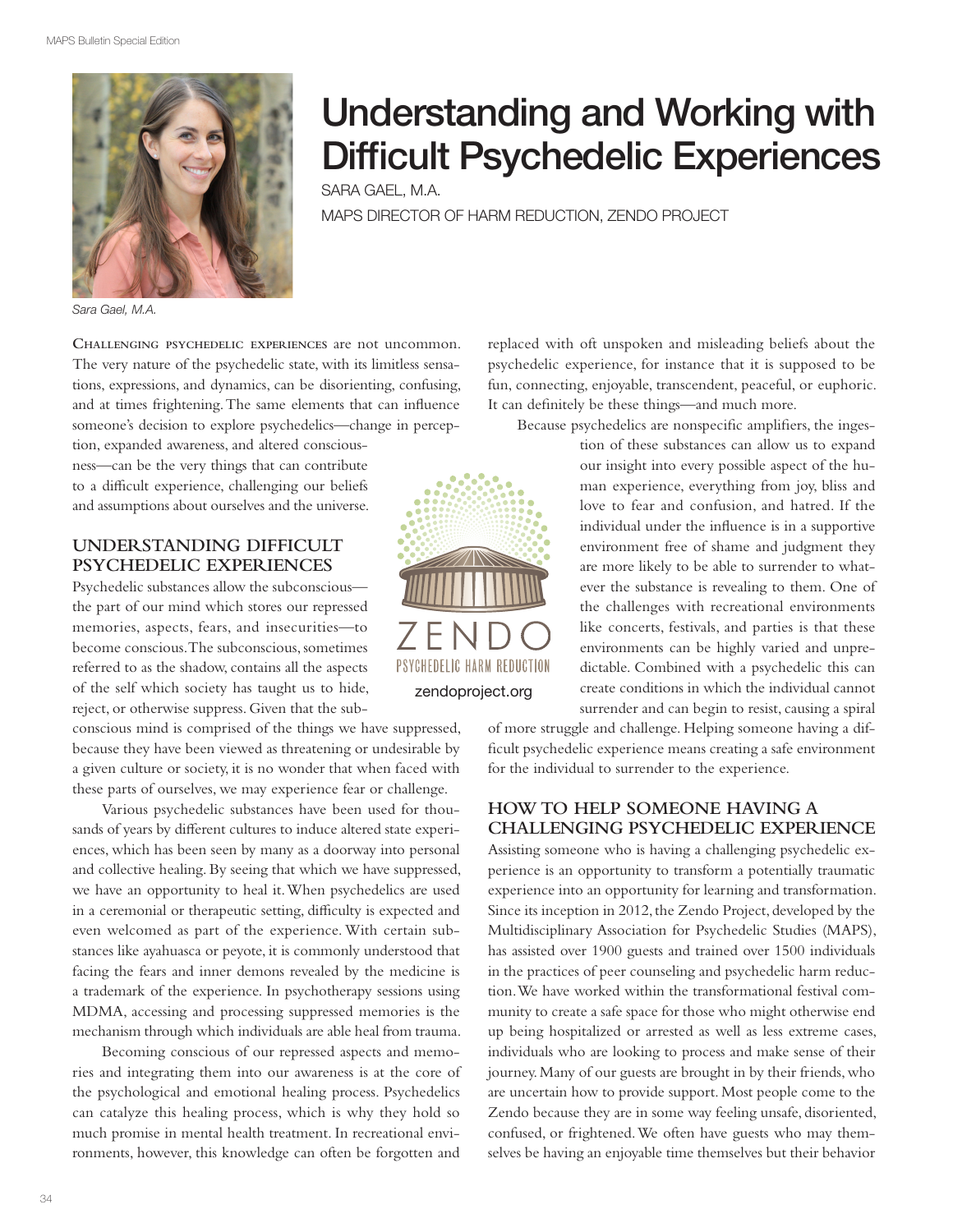# Understanding and Working with Difficult Psychedelic Experiences

SARA GAEL, M.A.

MAPS DIRECTOR OF HARM REDUCTION, ZENDO PROJECT

*Sara Gael, M.A.*

Challenging psychedelic experiences are not uncommon. The very nature of the psychedelic state, with its limitless sensations, expressions, and dynamics, can be disorienting, confusing, and at times frightening. The same elements that can influence someone's decision to explore psychedelics—change in perception, expanded awareness, and altered consciousness—can be the very things that can contribute to a difficult experience, challenging our beliefs and assumptions about ourselves and the universe.

## UNDERSTANDING DIFFICULT PSYCHEDELIC EXPERIENCES

Psychedelic substances allow the subconscious—the part of our mind which stores our repressed memories, aspects, fears, and insecurities—to become conscious. The subconscious, sometimes referred to as the shadow, contains all the aspects of the self which society has taught us to hide, reject, or otherwise suppress. Given that the subconscious mind is comprised of the things we have suppressed, because they have been viewed as threatening or undesirable by a given culture or society, it is no wonder that when faced with these parts of ourselves, we may experience fear or challenge.

Various psychedelic substances have been used for thousands of years by different cultures to induce altered state experiences, which has been seen by many as a doorway into personal and collective healing. By seeing that which we have suppressed, we have an opportunity to heal it. When psychedelics are used in a ceremonial or therapeutic setting, difficulty is expected and even welcomed as part of the experience. With certain substances like ayahuasca or peyote, it is commonly understood that facing the fears and inner demons revealed by the medicine is a trademark of the experience. In psychotherapy sessions using MDMA, accessing and processing suppressed memories is the mechanism through which individuals are able heal from trauma.

Becoming conscious of our repressed aspects and memories and integrating them into our awareness is at the core of the psychological and emotional healing process. Psychedelics can catalyze this healing process, which is why they hold so much promise in mental health treatment. In recreational environments, however, this knowledge can often be forgotten and replaced with oft unspoken and misleading beliefs about the psychedelic experience, for instance that it is supposed to be fun, connecting, enjoyable, transcendent, peaceful, or euphoric. It can definitely be these things—and much more.

ZENDO
PSYCHEDELIC HARM REDUCTION
zendoproject.org

Because psychedelics are nonspecific amplifiers, the ingestion of these substances can allow us to expand our insight into every possible aspect of the human experience, everything from joy, bliss and love to fear and confusion, and hatred. If the individual under the influence is in a supportive environment free of shame and judgment they are more likely to be able to surrender to whatever the substance is revealing to them. One of the challenges with recreational environments like concerts, festivals, and parties is that these environments can be highly varied and unpredictable. Combined with a psychedelic this can create conditions in which the individual cannot surrender and can begin to resist, causing a spiral of more struggle and challenge. Helping someone having a difficult psychedelic experience means creating a safe environment for the individual to surrender to the experience.

## HOW TO HELP SOMEONE HAVING A CHALLENGING PSYCHEDELIC EXPERIENCE

Assisting someone who is having a challenging psychedelic experience is an opportunity to transform a potentially traumatic experience into an opportunity for learning and transformation. Since its inception in 2012, the Zendo Project, developed by the Multidisciplinary Association for Psychedelic Studies (MAPS), has assisted over 1900 guests and trained over 1500 individuals in the practices of peer counseling and psychedelic harm reduction. We have worked within the transformational festival community to create a safe space for those who might otherwise end up being hospitalized or arrested as well as less extreme cases, individuals who are looking to process and make sense of their journey. Many of our guests are brought in by their friends, who are uncertain how to provide support. Most people come to the Zendo because they are in some way feeling unsafe, disoriented, confused, or frightened. We often have guests who may themselves be having an enjoyable time themselves but their behavior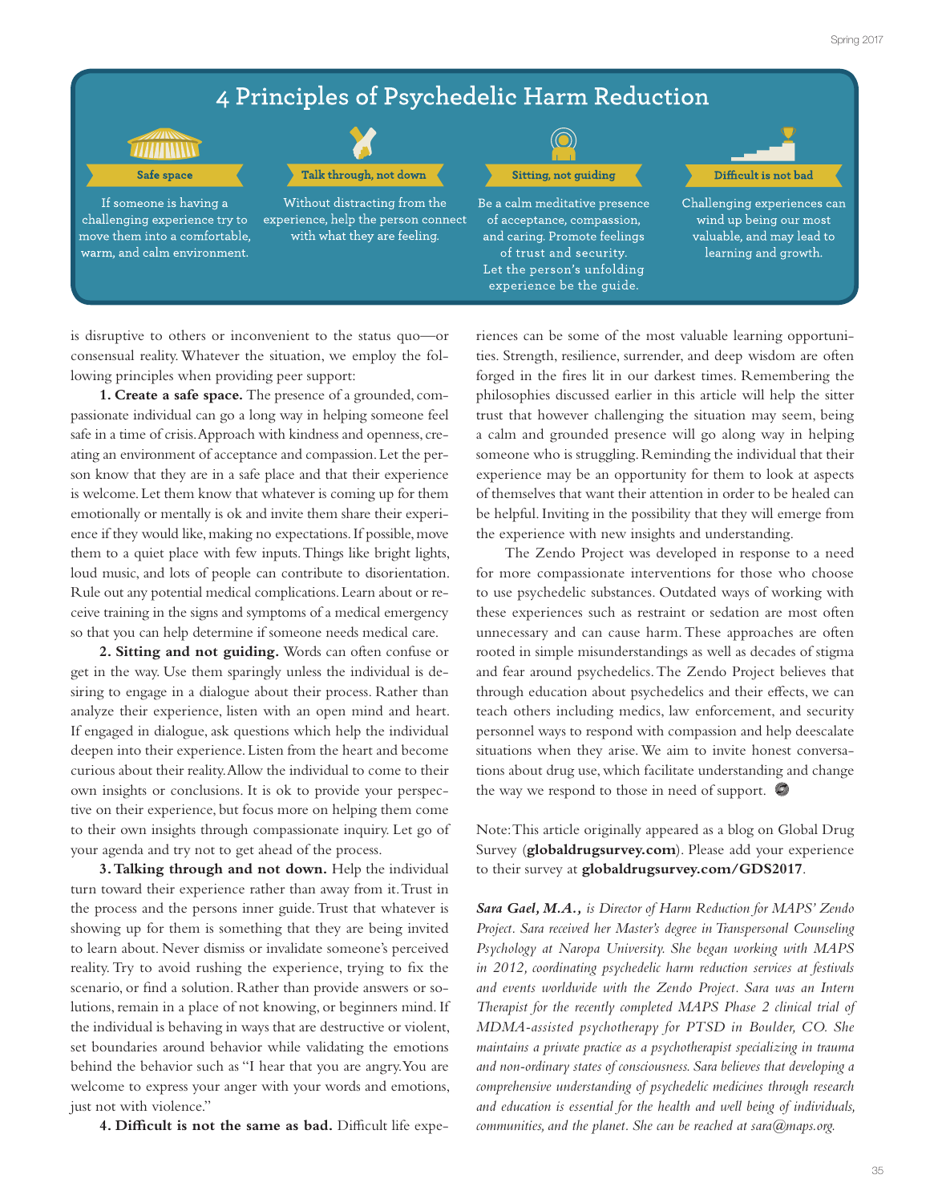## 4 Principles of Psychedelic Harm Reduction

**Safe space**

If someone is having a challenging experience try to move them into a comfortable, warm, and calm environment.

**Talk through, not down**

Without distracting from the experience, help the person connect with what they are feeling.

**Sitting, not guiding**

Be a calm meditative presence of acceptance, compassion, and caring. Promote feelings of trust and security. Let the person's unfolding experience be the guide.

**Difficult is not bad**

Challenging experiences can wind up being our most valuable, and may lead to learning and growth.

is disruptive to others or inconvenient to the status quo—or consensual reality. Whatever the situation, we employ the following principles when providing peer support:

**1. Create a safe space.** The presence of a grounded, compassionate individual can go a long way in helping someone feel safe in a time of crisis. Approach with kindness and openness, creating an environment of acceptance and compassion. Let the person know that they are in a safe place and that their experience is welcome. Let them know that whatever is coming up for them emotionally or mentally is ok and invite them share their experience if they would like, making no expectations. If possible, move them to a quiet place with few inputs. Things like bright lights, loud music, and lots of people can contribute to disorientation. Rule out any potential medical complications. Learn about or receive training in the signs and symptoms of a medical emergency so that you can help determine if someone needs medical care.

**2. Sitting and not guiding.** Words can often confuse or get in the way. Use them sparingly unless the individual is desiring to engage in a dialogue about their process. Rather than analyze their experience, listen with an open mind and heart. If engaged in dialogue, ask questions which help the individual deepen into their experience. Listen from the heart and become curious about their reality. Allow the individual to come to their own insights or conclusions. It is ok to provide your perspective on their experience, but focus more on helping them come to their own insights through compassionate inquiry. Let go of your agenda and try not to get ahead of the process.

**3. Talking through and not down.** Help the individual turn toward their experience rather than away from it. Trust in the process and the persons inner guide. Trust that whatever is showing up for them is something that they are being invited to learn about. Never dismiss or invalidate someone's perceived reality. Try to avoid rushing the experience, trying to fix the scenario, or find a solution. Rather than provide answers or solutions, remain in a place of not knowing, or beginners mind. If the individual is behaving in ways that are destructive or violent, set boundaries around behavior while validating the emotions behind the behavior such as "I hear that you are angry. You are welcome to express your anger with your words and emotions, just not with violence."

**4. Difficult is not the same as bad.** Difficult life experiences can be some of the most valuable learning opportunities. Strength, resilience, surrender, and deep wisdom are often forged in the fires lit in our darkest times. Remembering the philosophies discussed earlier in this article will help the sitter trust that however challenging the situation may seem, being a calm and grounded presence will go along way in helping someone who is struggling. Reminding the individual that their experience may be an opportunity for them to look at aspects of themselves that want their attention in order to be healed can be helpful. Inviting in the possibility that they will emerge from the experience with new insights and understanding.

The Zendo Project was developed in response to a need for more compassionate interventions for those who choose to use psychedelic substances. Outdated ways of working with these experiences such as restraint or sedation are most often unnecessary and can cause harm. These approaches are often rooted in simple misunderstandings as well as decades of stigma and fear around psychedelics. The Zendo Project believes that through education about psychedelics and their effects, we can teach others including medics, law enforcement, and security personnel ways to respond with compassion and help deescalate situations when they arise. We aim to invite honest conversations about drug use, which facilitate understanding and change the way we respond to those in need of support.

Note: This article originally appeared as a blog on Global Drug Survey (**globaldrugsurvey.com**). Please add your experience to their survey at **globaldrugsurvey.com/GDS2017**.

***Sara Gael, M.A.,*** *is Director of Harm Reduction for MAPS' Zendo Project. Sara received her Master's degree in Transpersonal Counseling Psychology at Naropa University. She began working with MAPS in 2012, coordinating psychedelic harm reduction services at festivals and events worldwide with the Zendo Project. Sara was an Intern Therapist for the recently completed MAPS Phase 2 clinical trial of MDMA-assisted psychotherapy for PTSD in Boulder, CO. She maintains a private practice as a psychotherapist specializing in trauma and non-ordinary states of consciousness. Sara believes that developing a comprehensive understanding of psychedelic medicines through research and education is essential for the health and well being of individuals, communities, and the planet. She can be reached at sara@maps.org.*